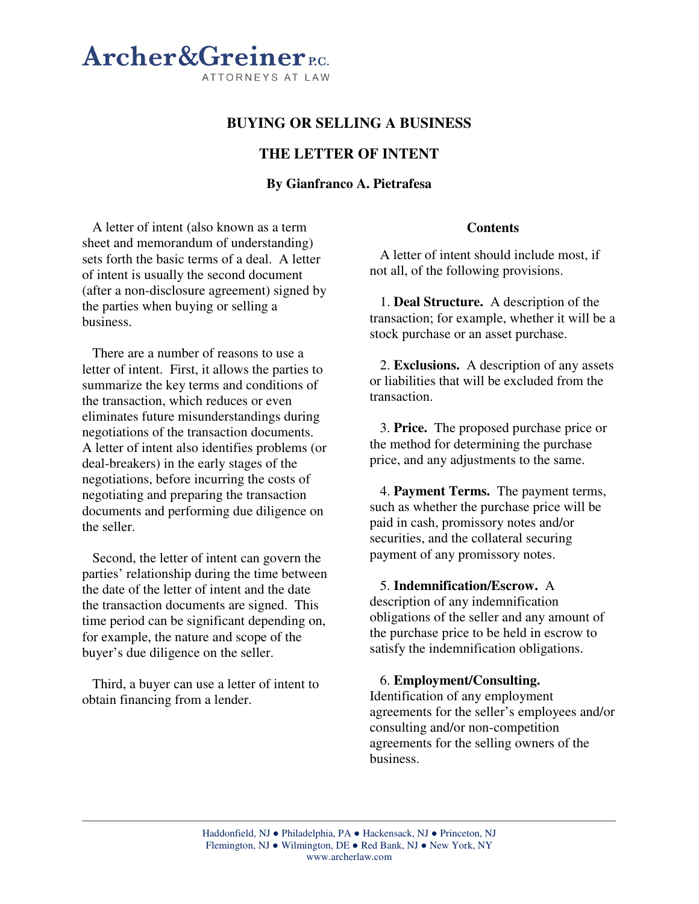**Archer&Greiner P.C.**
ATTORNEYS AT LAW

# BUYING OR SELLING A BUSINESS

## THE LETTER OF INTENT

**By Gianfranco A. Pietrafesa**

A letter of intent (also known as a term sheet and memorandum of understanding) sets forth the basic terms of a deal. A letter of intent is usually the second document (after a non-disclosure agreement) signed by the parties when buying or selling a business.

There are a number of reasons to use a letter of intent. First, it allows the parties to summarize the key terms and conditions of the transaction, which reduces or even eliminates future misunderstandings during negotiations of the transaction documents. A letter of intent also identifies problems (or deal-breakers) in the early stages of the negotiations, before incurring the costs of negotiating and preparing the transaction documents and performing due diligence on the seller.

Second, the letter of intent can govern the parties' relationship during the time between the date of the letter of intent and the date the transaction documents are signed. This time period can be significant depending on, for example, the nature and scope of the buyer's due diligence on the seller.

Third, a buyer can use a letter of intent to obtain financing from a lender.

### Contents

A letter of intent should include most, if not all, of the following provisions.

1. **Deal Structure.** A description of the transaction; for example, whether it will be a stock purchase or an asset purchase.

2. **Exclusions.** A description of any assets or liabilities that will be excluded from the transaction.

3. **Price.** The proposed purchase price or the method for determining the purchase price, and any adjustments to the same.

4. **Payment Terms.** The payment terms, such as whether the purchase price will be paid in cash, promissory notes and/or securities, and the collateral securing payment of any promissory notes.

5. **Indemnification/Escrow.** A description of any indemnification obligations of the seller and any amount of the purchase price to be held in escrow to satisfy the indemnification obligations.

6. **Employment/Consulting.** Identification of any employment agreements for the seller's employees and/or consulting and/or non-competition agreements for the selling owners of the business.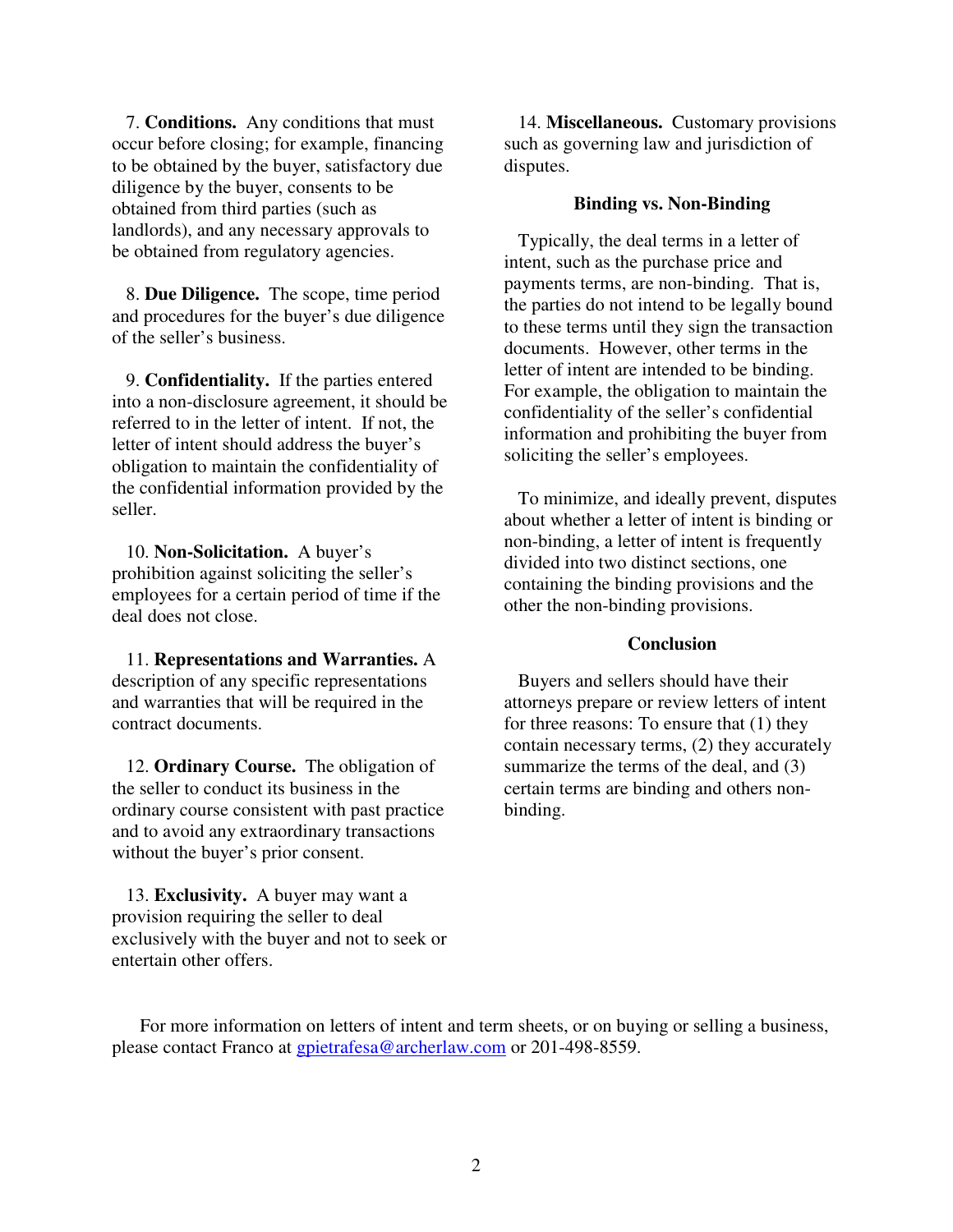7. **Conditions.** Any conditions that must occur before closing; for example, financing to be obtained by the buyer, satisfactory due diligence by the buyer, consents to be obtained from third parties (such as landlords), and any necessary approvals to be obtained from regulatory agencies.

8. **Due Diligence.** The scope, time period and procedures for the buyer's due diligence of the seller's business.

9. **Confidentiality.** If the parties entered into a non-disclosure agreement, it should be referred to in the letter of intent. If not, the letter of intent should address the buyer's obligation to maintain the confidentiality of the confidential information provided by the seller.

10. **Non-Solicitation.** A buyer's prohibition against soliciting the seller's employees for a certain period of time if the deal does not close.

11. **Representations and Warranties.** A description of any specific representations and warranties that will be required in the contract documents.

12. **Ordinary Course.** The obligation of the seller to conduct its business in the ordinary course consistent with past practice and to avoid any extraordinary transactions without the buyer's prior consent.

13. **Exclusivity.** A buyer may want a provision requiring the seller to deal exclusively with the buyer and not to seek or entertain other offers.

14. **Miscellaneous.** Customary provisions such as governing law and jurisdiction of disputes.

### Binding vs. Non-Binding

Typically, the deal terms in a letter of intent, such as the purchase price and payments terms, are non-binding. That is, the parties do not intend to be legally bound to these terms until they sign the transaction documents. However, other terms in the letter of intent are intended to be binding. For example, the obligation to maintain the confidentiality of the seller's confidential information and prohibiting the buyer from soliciting the seller's employees.

To minimize, and ideally prevent, disputes about whether a letter of intent is binding or non-binding, a letter of intent is frequently divided into two distinct sections, one containing the binding provisions and the other the non-binding provisions.

### Conclusion

Buyers and sellers should have their attorneys prepare or review letters of intent for three reasons: To ensure that (1) they contain necessary terms, (2) they accurately summarize the terms of the deal, and (3) certain terms are binding and others non-binding.

For more information on letters of intent and term sheets, or on buying or selling a business, please contact Franco at gpietrafesa@archerlaw.com or 201-498-8559.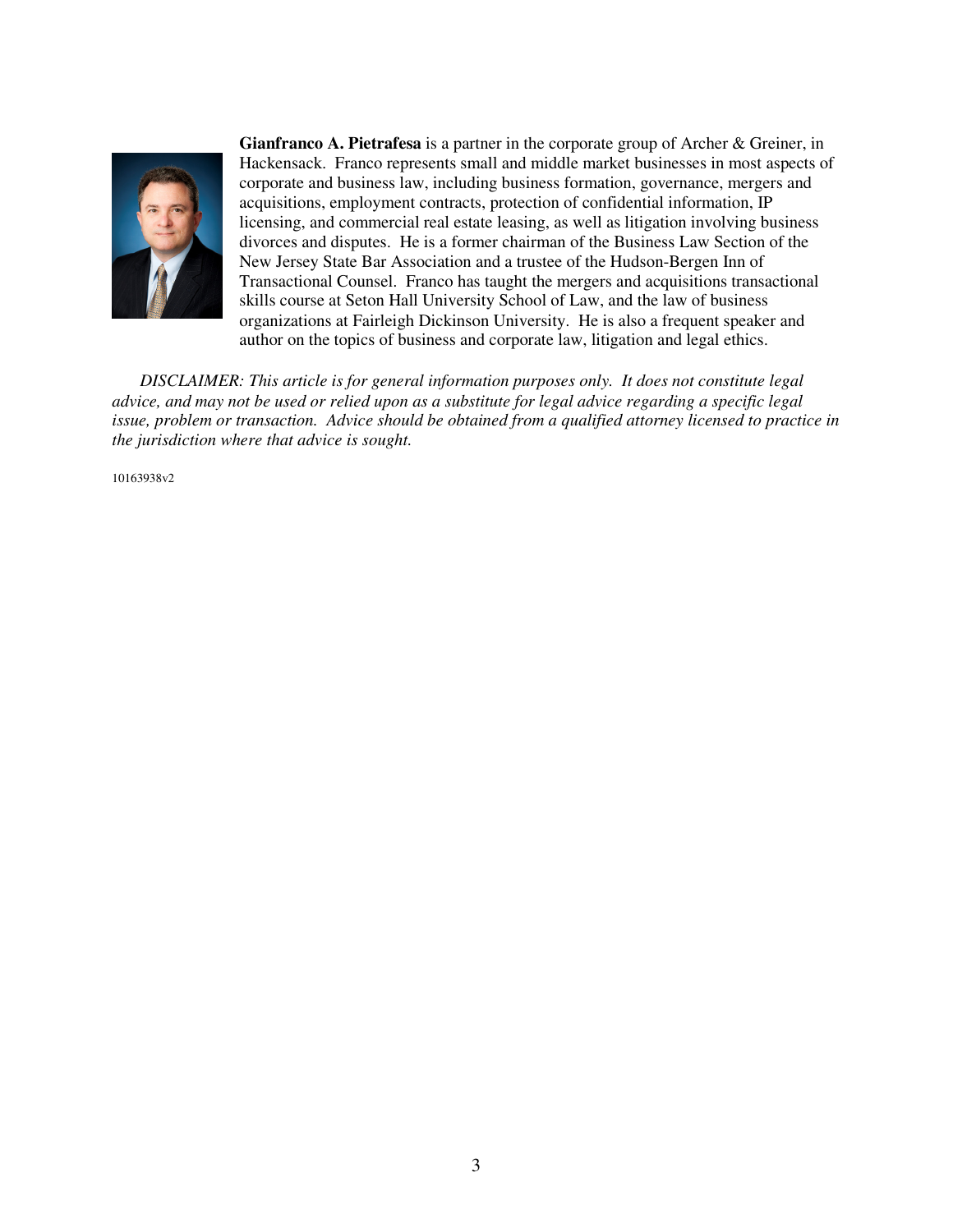**Gianfranco A. Pietrafesa** is a partner in the corporate group of Archer & Greiner, in Hackensack. Franco represents small and middle market businesses in most aspects of corporate and business law, including business formation, governance, mergers and acquisitions, employment contracts, protection of confidential information, IP licensing, and commercial real estate leasing, as well as litigation involving business divorces and disputes. He is a former chairman of the Business Law Section of the New Jersey State Bar Association and a trustee of the Hudson-Bergen Inn of Transactional Counsel. Franco has taught the mergers and acquisitions transactional skills course at Seton Hall University School of Law, and the law of business organizations at Fairleigh Dickinson University. He is also a frequent speaker and author on the topics of business and corporate law, litigation and legal ethics.

*DISCLAIMER: This article is for general information purposes only. It does not constitute legal advice, and may not be used or relied upon as a substitute for legal advice regarding a specific legal issue, problem or transaction. Advice should be obtained from a qualified attorney licensed to practice in the jurisdiction where that advice is sought.*

10163938v2